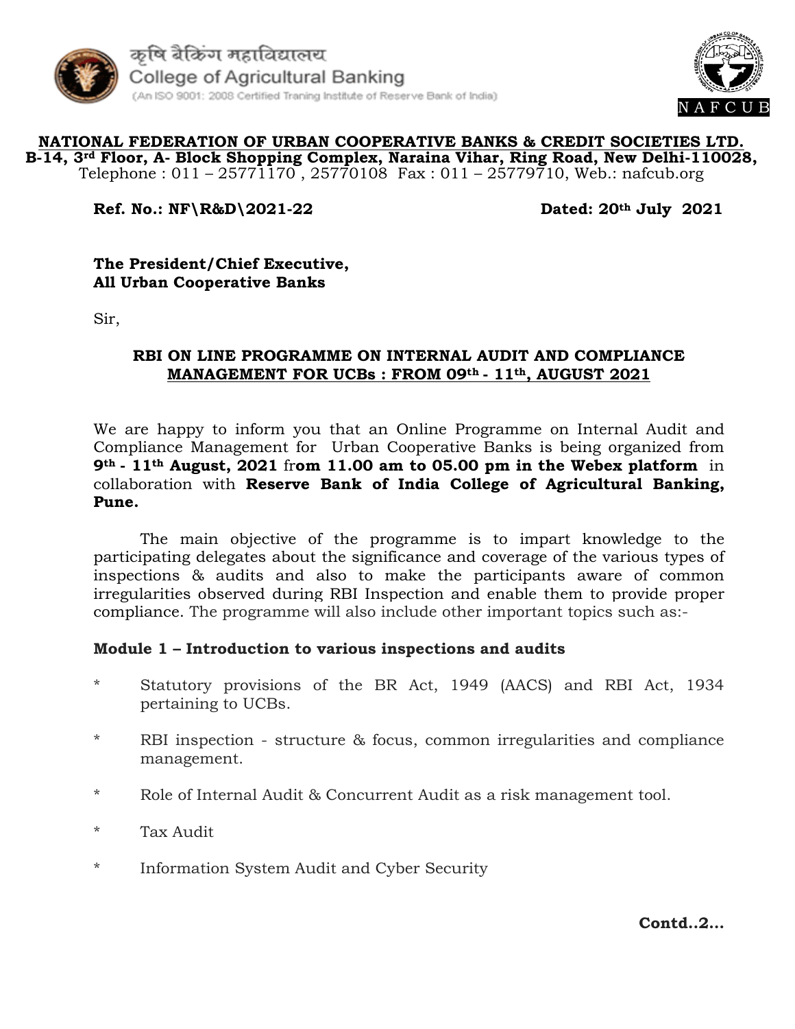कृषि बैंकिंग महाविद्यालय
College of Agricultural Banking
(An ISO 9001: 2008 Certified Traning Institute of Reserve Bank of India)

NAFCUB

**NATIONAL FEDERATION OF URBAN COOPERATIVE BANKS & CREDIT SOCIETIES LTD.**
**B-14, 3rd Floor, A- Block Shopping Complex, Naraina Vihar, Ring Road, New Delhi-110028,**
Telephone : 011 – 25771170 , 25770108 Fax : 011 – 25779710, Web.: nafcub.org

**Ref. No.: NF\R&D\2021-22** **Dated: 20th July 2021**

**The President/Chief Executive,**
**All Urban Cooperative Banks**

Sir,

**RBI ON LINE PROGRAMME ON INTERNAL AUDIT AND COMPLIANCE MANAGEMENT FOR UCBs : FROM 09th - 11th, AUGUST 2021**

We are happy to inform you that an Online Programme on Internal Audit and Compliance Management for Urban Cooperative Banks is being organized from **9th - 11th August, 2021** fr**om 11.00 am to 05.00 pm in the Webex platform** in collaboration with **Reserve Bank of India College of Agricultural Banking, Pune.**

The main objective of the programme is to impart knowledge to the participating delegates about the significance and coverage of the various types of inspections & audits and also to make the participants aware of common irregularities observed during RBI Inspection and enable them to provide proper compliance. The programme will also include other important topics such as:-

**Module 1 – Introduction to various inspections and audits**

- Statutory provisions of the BR Act, 1949 (AACS) and RBI Act, 1934 pertaining to UCBs.
- RBI inspection - structure & focus, common irregularities and compliance management.
- Role of Internal Audit & Concurrent Audit as a risk management tool.
- Tax Audit
- Information System Audit and Cyber Security

**Contd..2...**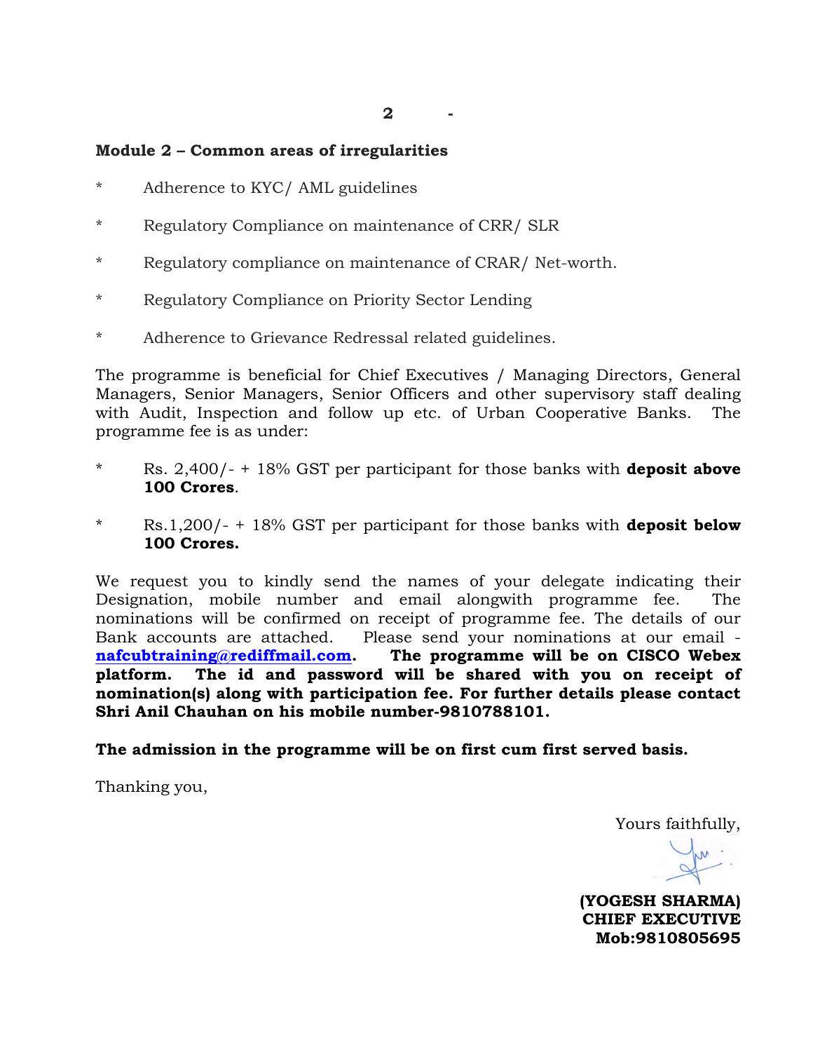**Module 2 – Common areas of irregularities**

* Adherence to KYC/ AML guidelines
* Regulatory Compliance on maintenance of CRR/ SLR
* Regulatory compliance on maintenance of CRAR/ Net-worth.
* Regulatory Compliance on Priority Sector Lending
* Adherence to Grievance Redressal related guidelines.

The programme is beneficial for Chief Executives / Managing Directors, General Managers, Senior Managers, Senior Officers and other supervisory staff dealing with Audit, Inspection and follow up etc. of Urban Cooperative Banks. The programme fee is as under:

* Rs. 2,400/- + 18% GST per participant for those banks with **deposit above 100 Crores**.
* Rs.1,200/- + 18% GST per participant for those banks with **deposit below 100 Crores.**

We request you to kindly send the names of your delegate indicating their Designation, mobile number and email alongwith programme fee. The nominations will be confirmed on receipt of programme fee. The details of our Bank accounts are attached. Please send your nominations at our email - **nafcubtraining@rediffmail.com**. **The programme will be on CISCO Webex platform. The id and password will be shared with you on receipt of nomination(s) along with participation fee. For further details please contact Shri Anil Chauhan on his mobile number-9810788101.**

**The admission in the programme will be on first cum first served basis.**

Thanking you,

Yours faithfully,

**(YOGESH SHARMA)**
**CHIEF EXECUTIVE**
**Mob:9810805695**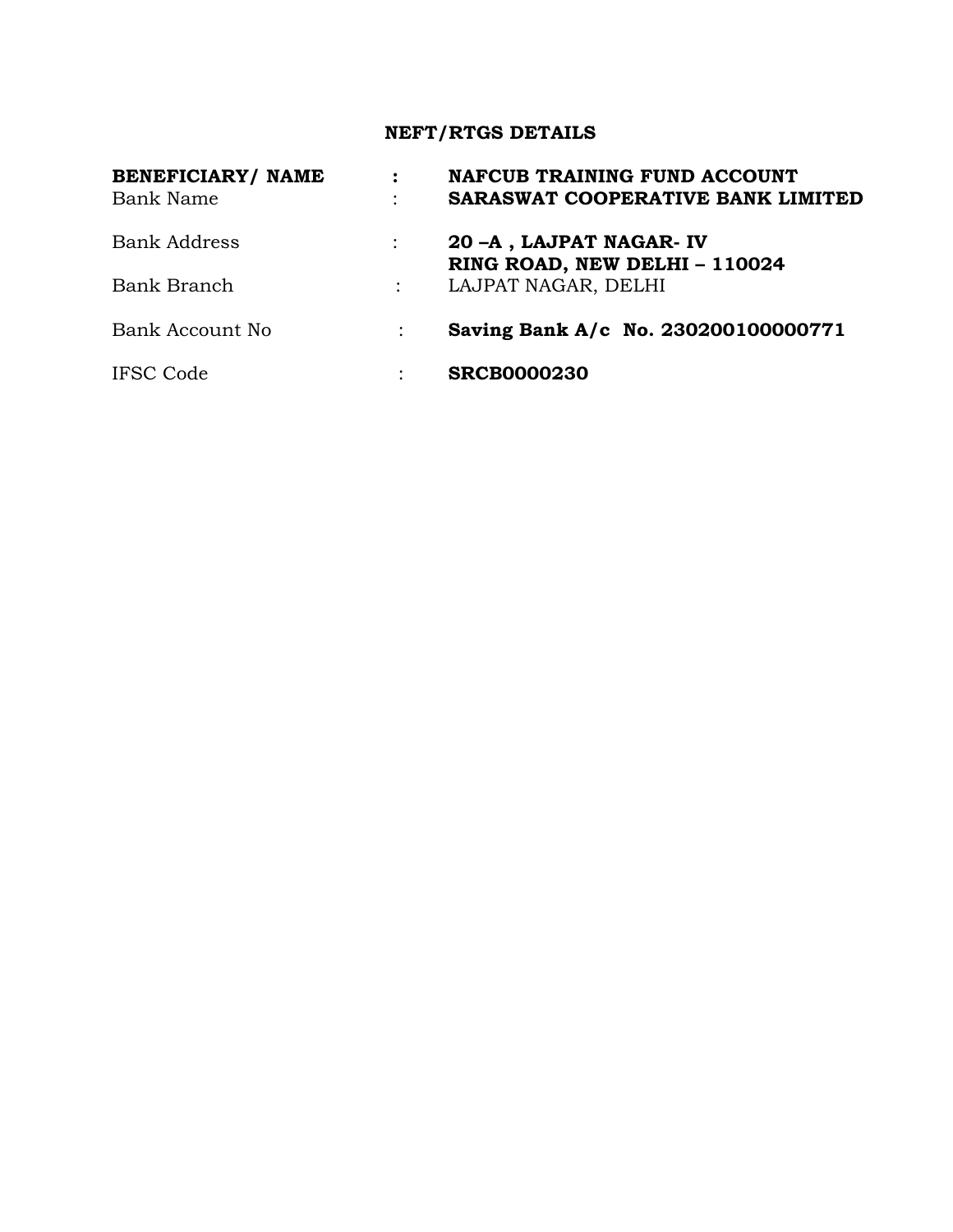**NEFT/RTGS DETAILS**

| | | |
|---|---|---|
| **BENEFICIARY/ NAME** | **:** | **NAFCUB TRAINING FUND ACCOUNT** |
| Bank Name | : | **SARASWAT COOPERATIVE BANK LIMITED** |
| Bank Address | : | **20 –A , LAJPAT NAGAR- IV RING ROAD, NEW DELHI – 110024** |
| Bank Branch | : | LAJPAT NAGAR, DELHI |
| Bank Account No | : | **Saving Bank A/c No. 230200100000771** |
| IFSC Code | : | **SRCB0000230** |